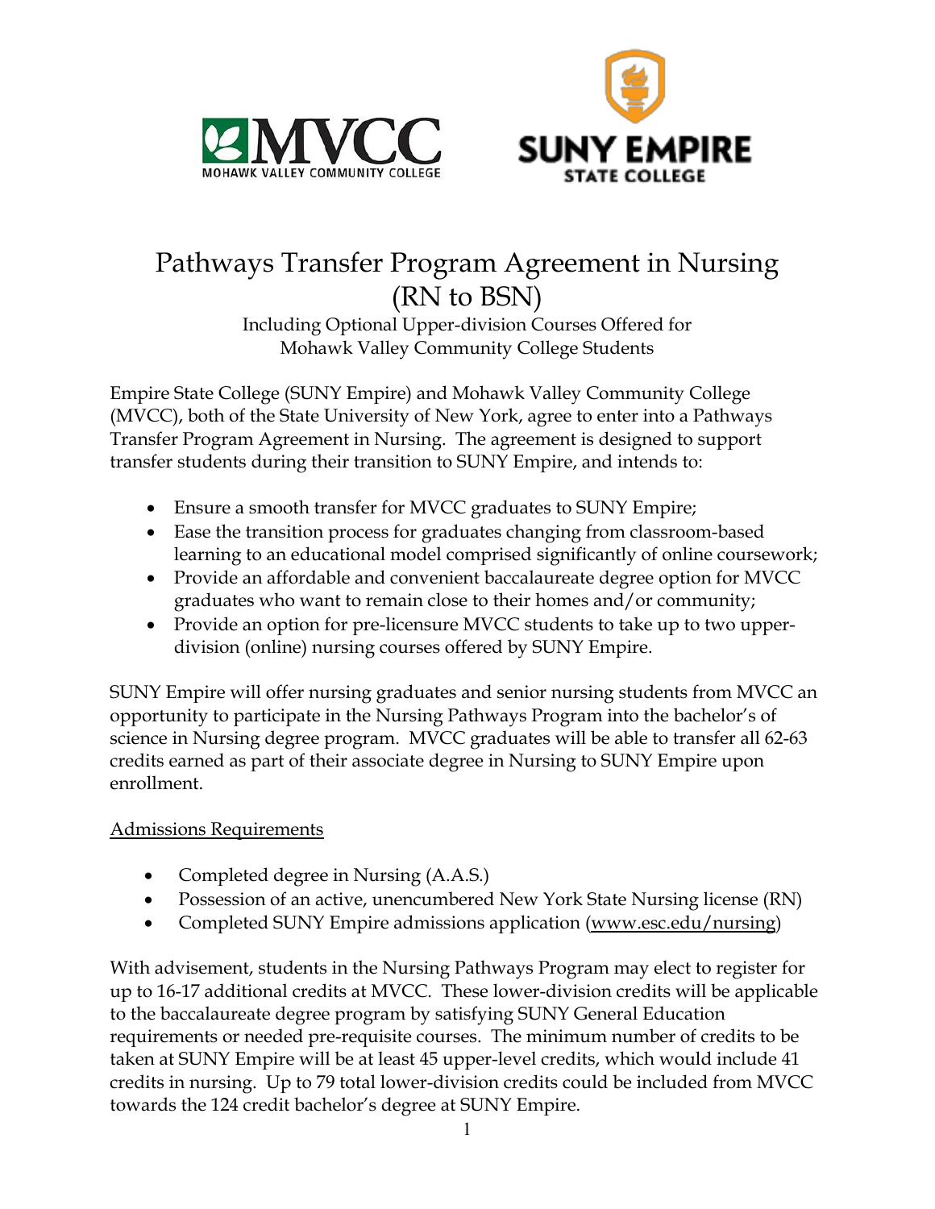# Pathways Transfer Program Agreement in Nursing (RN to BSN)

Including Optional Upper-division Courses Offered for Mohawk Valley Community College Students

Empire State College (SUNY Empire) and Mohawk Valley Community College (MVCC), both of the State University of New York, agree to enter into a Pathways Transfer Program Agreement in Nursing. The agreement is designed to support transfer students during their transition to SUNY Empire, and intends to:

- Ensure a smooth transfer for MVCC graduates to SUNY Empire;
- Ease the transition process for graduates changing from classroom-based learning to an educational model comprised significantly of online coursework;
- Provide an affordable and convenient baccalaureate degree option for MVCC graduates who want to remain close to their homes and/or community;
- Provide an option for pre-licensure MVCC students to take up to two upper-division (online) nursing courses offered by SUNY Empire.

SUNY Empire will offer nursing graduates and senior nursing students from MVCC an opportunity to participate in the Nursing Pathways Program into the bachelor's of science in Nursing degree program. MVCC graduates will be able to transfer all 62-63 credits earned as part of their associate degree in Nursing to SUNY Empire upon enrollment.

## Admissions Requirements

- Completed degree in Nursing (A.A.S.)
- Possession of an active, unencumbered New York State Nursing license (RN)
- Completed SUNY Empire admissions application (www.esc.edu/nursing)

With advisement, students in the Nursing Pathways Program may elect to register for up to 16-17 additional credits at MVCC. These lower-division credits will be applicable to the baccalaureate degree program by satisfying SUNY General Education requirements or needed pre-requisite courses. The minimum number of credits to be taken at SUNY Empire will be at least 45 upper-level credits, which would include 41 credits in nursing. Up to 79 total lower-division credits could be included from MVCC towards the 124 credit bachelor's degree at SUNY Empire.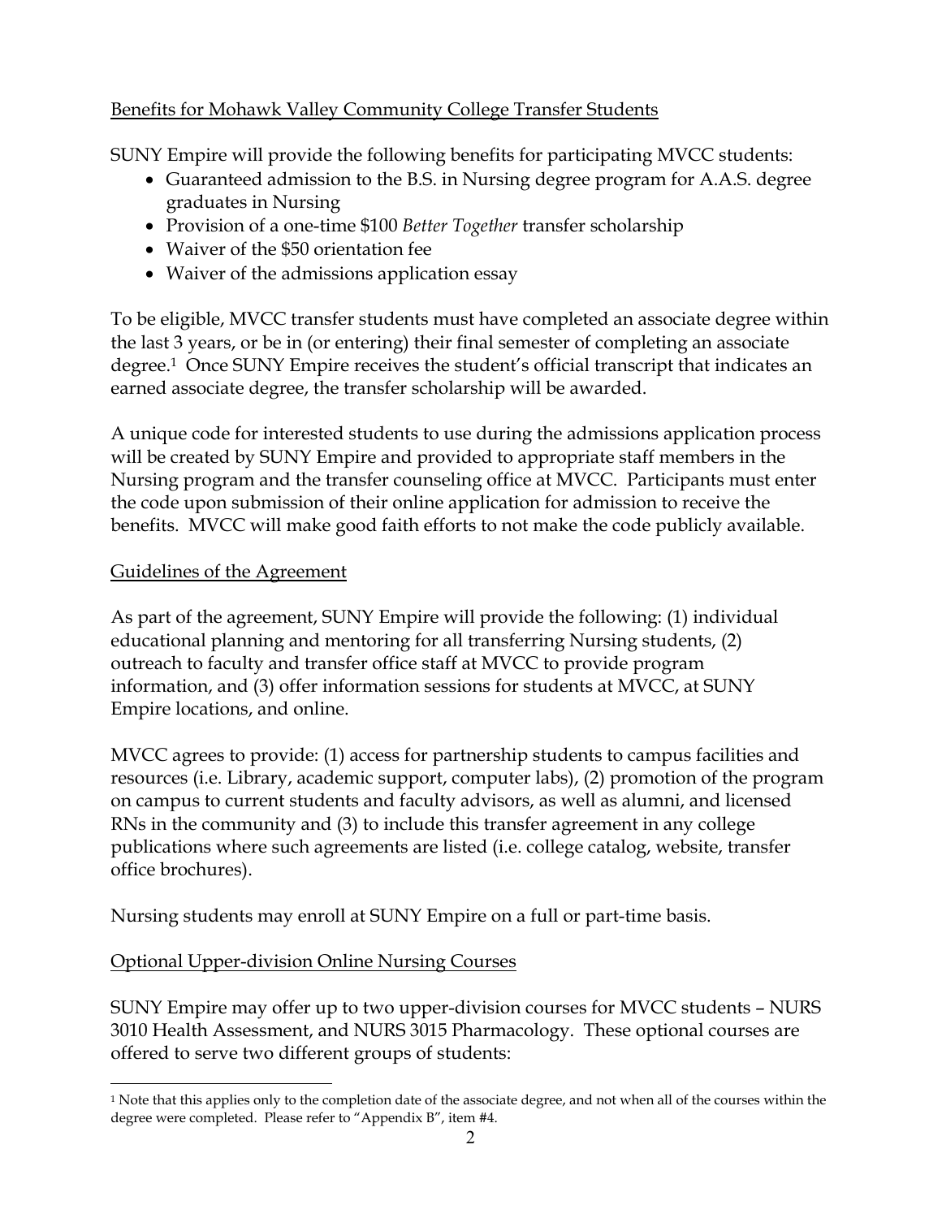Benefits for Mohawk Valley Community College Transfer Students

SUNY Empire will provide the following benefits for participating MVCC students:

- Guaranteed admission to the B.S. in Nursing degree program for A.A.S. degree graduates in Nursing
- Provision of a one-time $100 *Better Together* transfer scholarship
- Waiver of the $50 orientation fee
- Waiver of the admissions application essay

To be eligible, MVCC transfer students must have completed an associate degree within the last 3 years, or be in (or entering) their final semester of completing an associate degree.[1] Once SUNY Empire receives the student's official transcript that indicates an earned associate degree, the transfer scholarship will be awarded.

A unique code for interested students to use during the admissions application process will be created by SUNY Empire and provided to appropriate staff members in the Nursing program and the transfer counseling office at MVCC. Participants must enter the code upon submission of their online application for admission to receive the benefits. MVCC will make good faith efforts to not make the code publicly available.

Guidelines of the Agreement

As part of the agreement, SUNY Empire will provide the following: (1) individual educational planning and mentoring for all transferring Nursing students, (2) outreach to faculty and transfer office staff at MVCC to provide program information, and (3) offer information sessions for students at MVCC, at SUNY Empire locations, and online.

MVCC agrees to provide: (1) access for partnership students to campus facilities and resources (i.e. Library, academic support, computer labs), (2) promotion of the program on campus to current students and faculty advisors, as well as alumni, and licensed RNs in the community and (3) to include this transfer agreement in any college publications where such agreements are listed (i.e. college catalog, website, transfer office brochures).

Nursing students may enroll at SUNY Empire on a full or part-time basis.

Optional Upper-division Online Nursing Courses

SUNY Empire may offer up to two upper-division courses for MVCC students – NURS 3010 Health Assessment, and NURS 3015 Pharmacology. These optional courses are offered to serve two different groups of students:

---

[1] Note that this applies only to the completion date of the associate degree, and not when all of the courses within the degree were completed. Please refer to "Appendix B", item #4.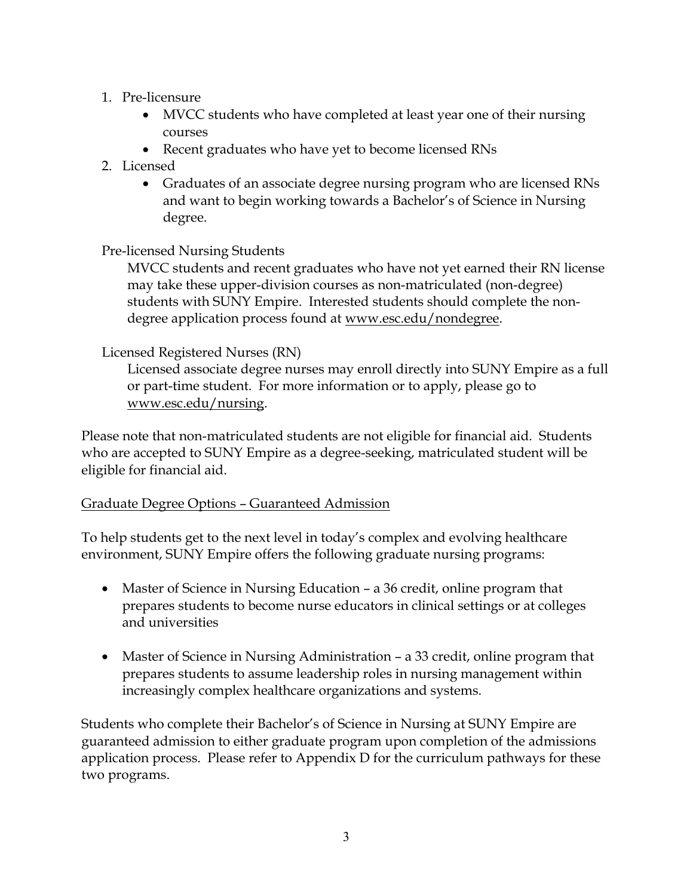1. Pre-licensure
    - MVCC students who have completed at least year one of their nursing courses
    - Recent graduates who have yet to become licensed RNs
2. Licensed
    - Graduates of an associate degree nursing program who are licensed RNs and want to begin working towards a Bachelor's of Science in Nursing degree.

Pre-licensed Nursing Students

MVCC students and recent graduates who have not yet earned their RN license may take these upper-division courses as non-matriculated (non-degree) students with SUNY Empire. Interested students should complete the non-degree application process found at www.esc.edu/nondegree.

Licensed Registered Nurses (RN)

Licensed associate degree nurses may enroll directly into SUNY Empire as a full or part-time student. For more information or to apply, please go to www.esc.edu/nursing.

Please note that non-matriculated students are not eligible for financial aid. Students who are accepted to SUNY Empire as a degree-seeking, matriculated student will be eligible for financial aid.

Graduate Degree Options – Guaranteed Admission

To help students get to the next level in today's complex and evolving healthcare environment, SUNY Empire offers the following graduate nursing programs:

- Master of Science in Nursing Education – a 36 credit, online program that prepares students to become nurse educators in clinical settings or at colleges and universities

- Master of Science in Nursing Administration – a 33 credit, online program that prepares students to assume leadership roles in nursing management within increasingly complex healthcare organizations and systems.

Students who complete their Bachelor's of Science in Nursing at SUNY Empire are guaranteed admission to either graduate program upon completion of the admissions application process. Please refer to Appendix D for the curriculum pathways for these two programs.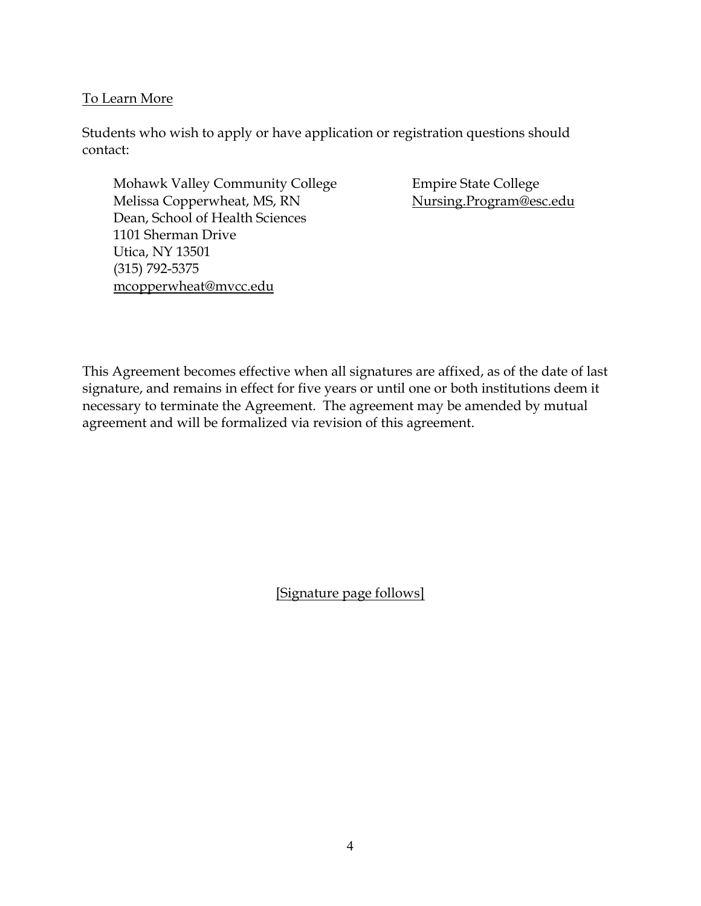To Learn More

Students who wish to apply or have application or registration questions should contact:

Mohawk Valley Community College
Melissa Copperwheat, MS, RN
Dean, School of Health Sciences
1101 Sherman Drive
Utica, NY 13501
(315) 792-5375
mcopperwheat@mvcc.edu

Empire State College
Nursing.Program@esc.edu

This Agreement becomes effective when all signatures are affixed, as of the date of last signature, and remains in effect for five years or until one or both institutions deem it necessary to terminate the Agreement. The agreement may be amended by mutual agreement and will be formalized via revision of this agreement.

[Signature page follows]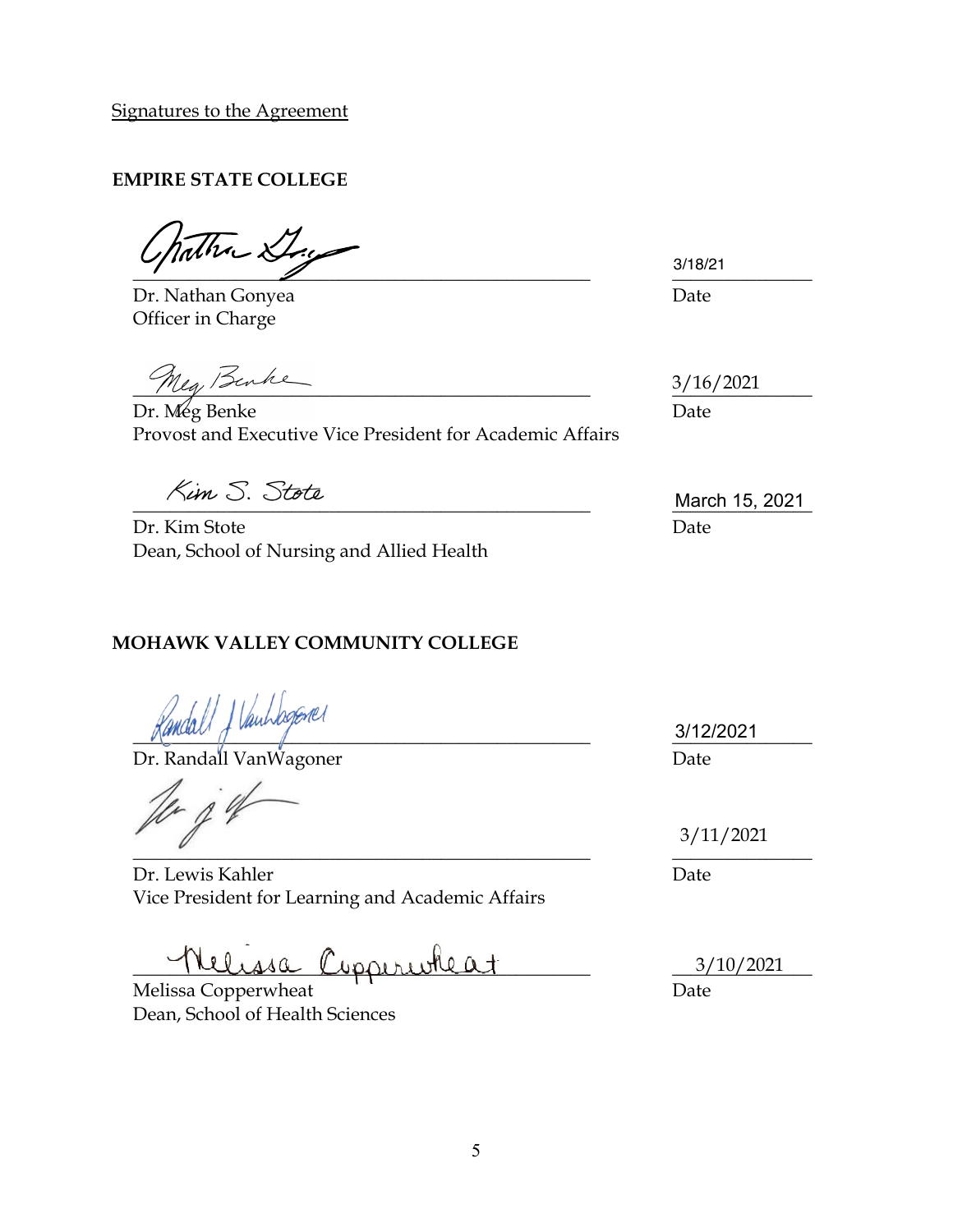Signatures to the Agreement

**EMPIRE STATE COLLEGE**

_________________________________________ 3/18/21

Dr. Nathan Gonyea — Date

Officer in Charge

_________________________________________ 3/16/2021

Dr. Meg Benke — Date

Provost and Executive Vice President for Academic Affairs

_________________________________________ March 15, 2021

Dr. Kim Stote — Date

Dean, School of Nursing and Allied Health

**MOHAWK VALLEY COMMUNITY COLLEGE**

_________________________________________ 3/12/2021

Dr. Randall VanWagoner — Date

_________________________________________ 3/11/2021

Dr. Lewis Kahler — Date

Vice President for Learning and Academic Affairs

_________________________________________ 3/10/2021

Melissa Copperwheat — Date

Dean, School of Health Sciences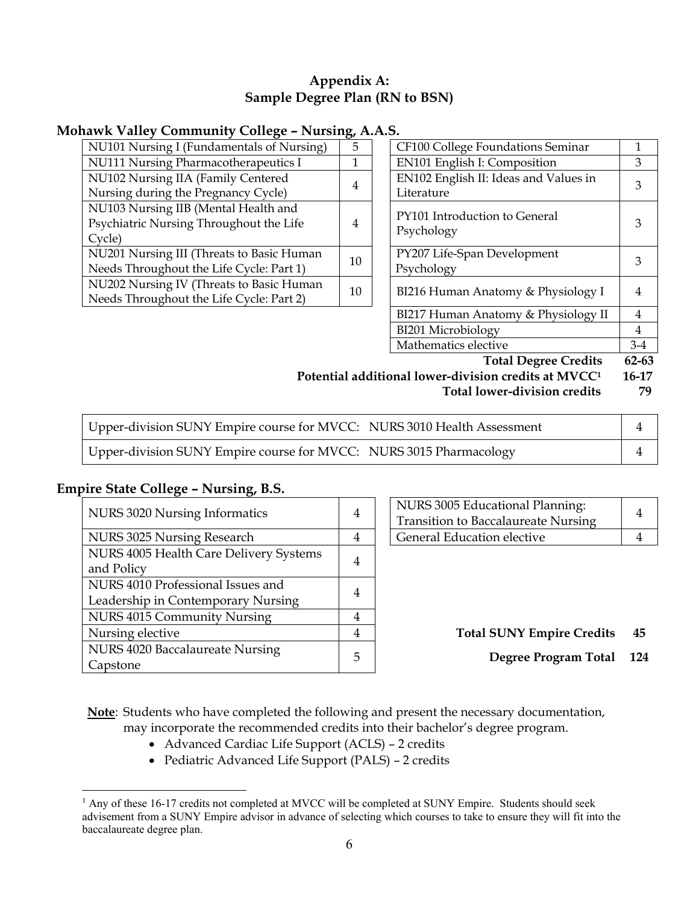# Appendix A:
# Sample Degree Plan (RN to BSN)

## Mohawk Valley Community College – Nursing, A.A.S.

| Course | Credits |
|---|---|
| NU101 Nursing I (Fundamentals of Nursing) | 5 |
| NU111 Nursing Pharmacotherapeutics I | 1 |
| NU102 Nursing IIA (Family Centered Nursing during the Pregnancy Cycle) | 4 |
| NU103 Nursing IIB (Mental Health and Psychiatric Nursing Throughout the Life Cycle) | 4 |
| NU201 Nursing III (Threats to Basic Human Needs Throughout the Life Cycle: Part 1) | 10 |
| NU202 Nursing IV (Threats to Basic Human Needs Throughout the Life Cycle: Part 2) | 10 |

| Course | Credits |
|---|---|
| CF100 College Foundations Seminar | 1 |
| EN101 English I: Composition | 3 |
| EN102 English II: Ideas and Values in Literature | 3 |
| PY101 Introduction to General Psychology | 3 |
| PY207 Life-Span Development Psychology | 3 |
| BI216 Human Anatomy & Physiology I | 4 |
| BI217 Human Anatomy & Physiology II | 4 |
| BI201 Microbiology | 4 |
| Mathematics elective | 3-4 |

**Total Degree Credits 62-63**

**Potential additional lower-division credits at MVCC[1] 16-17**

**Total lower-division credits 79**

| Course | Credits |
|---|---|
| Upper-division SUNY Empire course for MVCC: NURS 3010 Health Assessment | 4 |
| Upper-division SUNY Empire course for MVCC: NURS 3015 Pharmacology | 4 |

## Empire State College – Nursing, B.S.

| Course | Credits |
|---|---|
| NURS 3020 Nursing Informatics | 4 |
| NURS 3025 Nursing Research | 4 |
| NURS 4005 Health Care Delivery Systems and Policy | 4 |
| NURS 4010 Professional Issues and Leadership in Contemporary Nursing | 4 |
| NURS 4015 Community Nursing | 4 |
| Nursing elective | 4 |
| NURS 4020 Baccalaureate Nursing Capstone | 5 |

| Course | Credits |
|---|---|
| NURS 3005 Educational Planning: Transition to Baccalaureate Nursing | 4 |
| General Education elective | 4 |

**Total SUNY Empire Credits 45**

**Degree Program Total 124**

**<u>Note</u>**: Students who have completed the following and present the necessary documentation, may incorporate the recommended credits into their bachelor's degree program.

- Advanced Cardiac Life Support (ACLS) – 2 credits
- Pediatric Advanced Life Support (PALS) – 2 credits

[1] Any of these 16-17 credits not completed at MVCC will be completed at SUNY Empire. Students should seek advisement from a SUNY Empire advisor in advance of selecting which courses to take to ensure they will fit into the baccalaureate degree plan.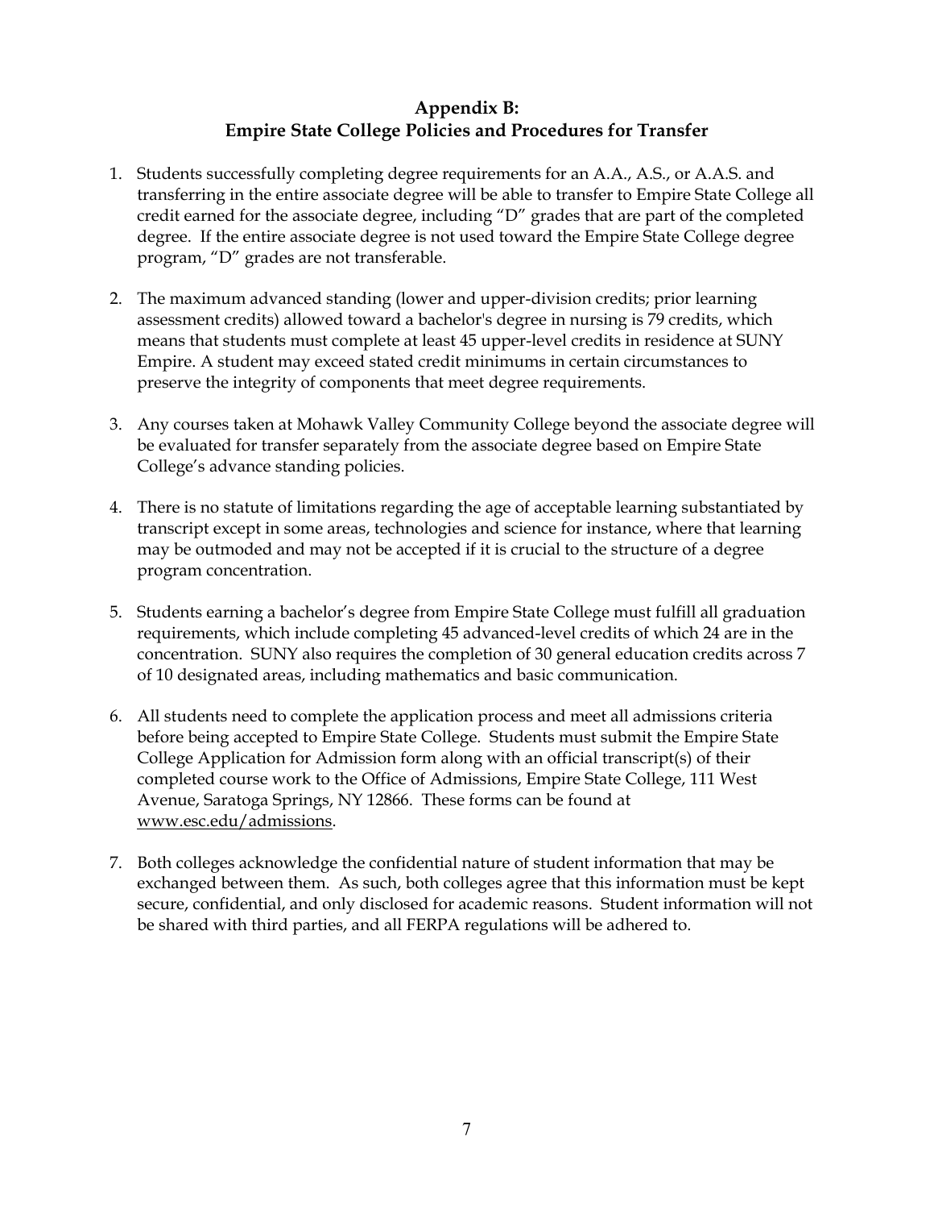## Appendix B: Empire State College Policies and Procedures for Transfer

1. Students successfully completing degree requirements for an A.A., A.S., or A.A.S. and transferring in the entire associate degree will be able to transfer to Empire State College all credit earned for the associate degree, including "D" grades that are part of the completed degree. If the entire associate degree is not used toward the Empire State College degree program, "D" grades are not transferable.

2. The maximum advanced standing (lower and upper-division credits; prior learning assessment credits) allowed toward a bachelor's degree in nursing is 79 credits, which means that students must complete at least 45 upper-level credits in residence at SUNY Empire. A student may exceed stated credit minimums in certain circumstances to preserve the integrity of components that meet degree requirements.

3. Any courses taken at Mohawk Valley Community College beyond the associate degree will be evaluated for transfer separately from the associate degree based on Empire State College's advance standing policies.

4. There is no statute of limitations regarding the age of acceptable learning substantiated by transcript except in some areas, technologies and science for instance, where that learning may be outmoded and may not be accepted if it is crucial to the structure of a degree program concentration.

5. Students earning a bachelor's degree from Empire State College must fulfill all graduation requirements, which include completing 45 advanced-level credits of which 24 are in the concentration. SUNY also requires the completion of 30 general education credits across 7 of 10 designated areas, including mathematics and basic communication.

6. All students need to complete the application process and meet all admissions criteria before being accepted to Empire State College. Students must submit the Empire State College Application for Admission form along with an official transcript(s) of their completed course work to the Office of Admissions, Empire State College, 111 West Avenue, Saratoga Springs, NY 12866. These forms can be found at www.esc.edu/admissions.

7. Both colleges acknowledge the confidential nature of student information that may be exchanged between them. As such, both colleges agree that this information must be kept secure, confidential, and only disclosed for academic reasons. Student information will not be shared with third parties, and all FERPA regulations will be adhered to.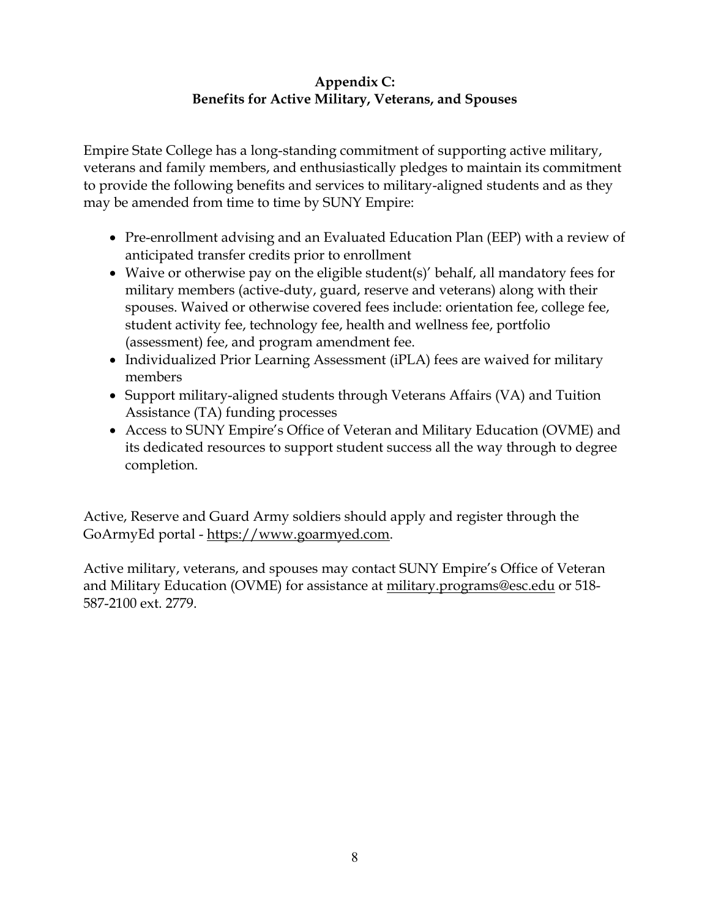## Appendix C: Benefits for Active Military, Veterans, and Spouses

Empire State College has a long-standing commitment of supporting active military, veterans and family members, and enthusiastically pledges to maintain its commitment to provide the following benefits and services to military-aligned students and as they may be amended from time to time by SUNY Empire:

- Pre-enrollment advising and an Evaluated Education Plan (EEP) with a review of anticipated transfer credits prior to enrollment
- Waive or otherwise pay on the eligible student(s)' behalf, all mandatory fees for military members (active-duty, guard, reserve and veterans) along with their spouses. Waived or otherwise covered fees include: orientation fee, college fee, student activity fee, technology fee, health and wellness fee, portfolio (assessment) fee, and program amendment fee.
- Individualized Prior Learning Assessment (iPLA) fees are waived for military members
- Support military-aligned students through Veterans Affairs (VA) and Tuition Assistance (TA) funding processes
- Access to SUNY Empire's Office of Veteran and Military Education (OVME) and its dedicated resources to support student success all the way through to degree completion.

Active, Reserve and Guard Army soldiers should apply and register through the GoArmyEd portal - https://www.goarmyed.com.

Active military, veterans, and spouses may contact SUNY Empire's Office of Veteran and Military Education (OVME) for assistance at military.programs@esc.edu or 518-587-2100 ext. 2779.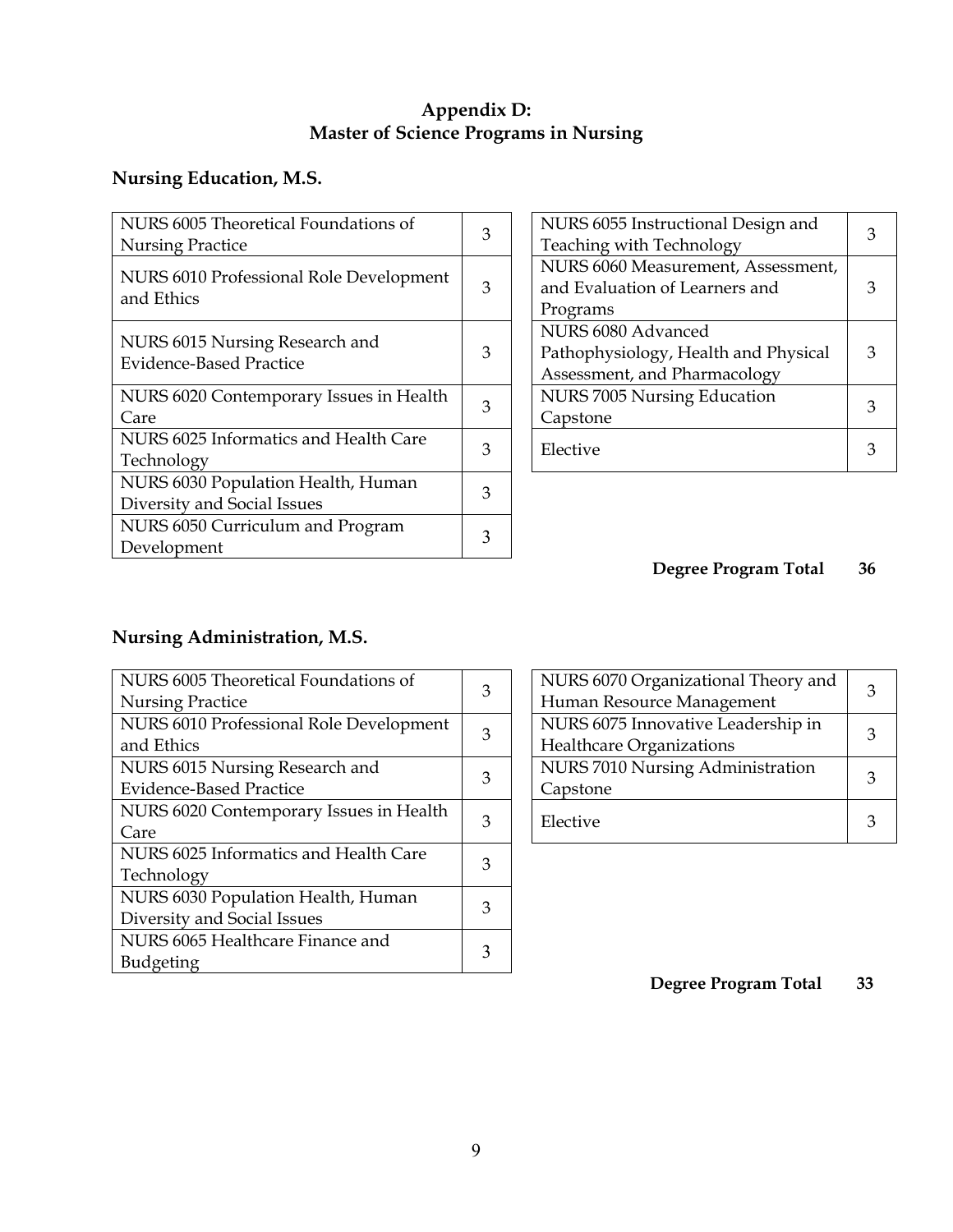# Appendix D: Master of Science Programs in Nursing

## Nursing Education, M.S.

| | |
|---|---|
| NURS 6005 Theoretical Foundations of Nursing Practice | 3 |
| NURS 6010 Professional Role Development and Ethics | 3 |
| NURS 6015 Nursing Research and Evidence-Based Practice | 3 |
| NURS 6020 Contemporary Issues in Health Care | 3 |
| NURS 6025 Informatics and Health Care Technology | 3 |
| NURS 6030 Population Health, Human Diversity and Social Issues | 3 |
| NURS 6050 Curriculum and Program Development | 3 |
| NURS 6055 Instructional Design and Teaching with Technology | 3 |
| NURS 6060 Measurement, Assessment, and Evaluation of Learners and Programs | 3 |
| NURS 6080 Advanced Pathophysiology, Health and Physical Assessment, and Pharmacology | 3 |
| NURS 7005 Nursing Education Capstone | 3 |
| Elective | 3 |

**Degree Program Total 36**

## Nursing Administration, M.S.

| | |
|---|---|
| NURS 6005 Theoretical Foundations of Nursing Practice | 3 |
| NURS 6010 Professional Role Development and Ethics | 3 |
| NURS 6015 Nursing Research and Evidence-Based Practice | 3 |
| NURS 6020 Contemporary Issues in Health Care | 3 |
| NURS 6025 Informatics and Health Care Technology | 3 |
| NURS 6030 Population Health, Human Diversity and Social Issues | 3 |
| NURS 6065 Healthcare Finance and Budgeting | 3 |
| NURS 6070 Organizational Theory and Human Resource Management | 3 |
| NURS 6075 Innovative Leadership in Healthcare Organizations | 3 |
| NURS 7010 Nursing Administration Capstone | 3 |
| Elective | 3 |

**Degree Program Total 33**